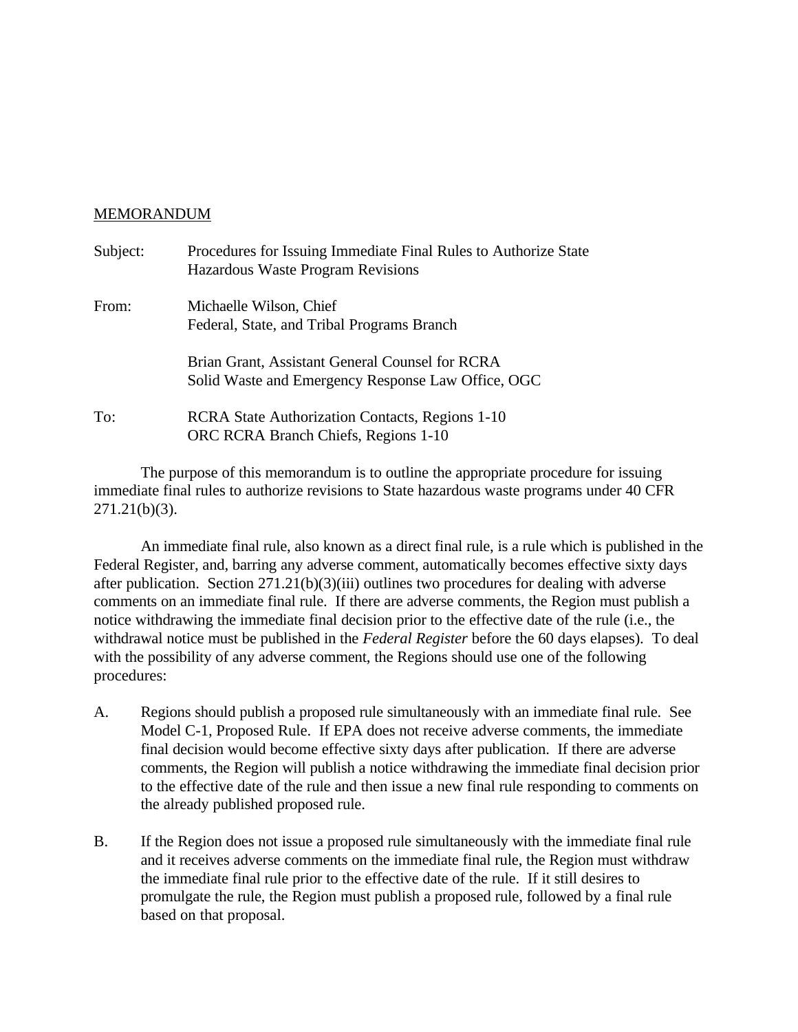MEMORANDUM

Subject: Procedures for Issuing Immediate Final Rules to Authorize State Hazardous Waste Program Revisions

From: Michaelle Wilson, Chief
Federal, State, and Tribal Programs Branch

Brian Grant, Assistant General Counsel for RCRA
Solid Waste and Emergency Response Law Office, OGC

To: RCRA State Authorization Contacts, Regions 1-10
ORC RCRA Branch Chiefs, Regions 1-10

The purpose of this memorandum is to outline the appropriate procedure for issuing immediate final rules to authorize revisions to State hazardous waste programs under 40 CFR 271.21(b)(3).

An immediate final rule, also known as a direct final rule, is a rule which is published in the Federal Register, and, barring any adverse comment, automatically becomes effective sixty days after publication. Section 271.21(b)(3)(iii) outlines two procedures for dealing with adverse comments on an immediate final rule. If there are adverse comments, the Region must publish a notice withdrawing the immediate final decision prior to the effective date of the rule (i.e., the withdrawal notice must be published in the *Federal Register* before the 60 days elapses). To deal with the possibility of any adverse comment, the Regions should use one of the following procedures:

A. Regions should publish a proposed rule simultaneously with an immediate final rule. See Model C-1, Proposed Rule. If EPA does not receive adverse comments, the immediate final decision would become effective sixty days after publication. If there are adverse comments, the Region will publish a notice withdrawing the immediate final decision prior to the effective date of the rule and then issue a new final rule responding to comments on the already published proposed rule.

B. If the Region does not issue a proposed rule simultaneously with the immediate final rule and it receives adverse comments on the immediate final rule, the Region must withdraw the immediate final rule prior to the effective date of the rule. If it still desires to promulgate the rule, the Region must publish a proposed rule, followed by a final rule based on that proposal.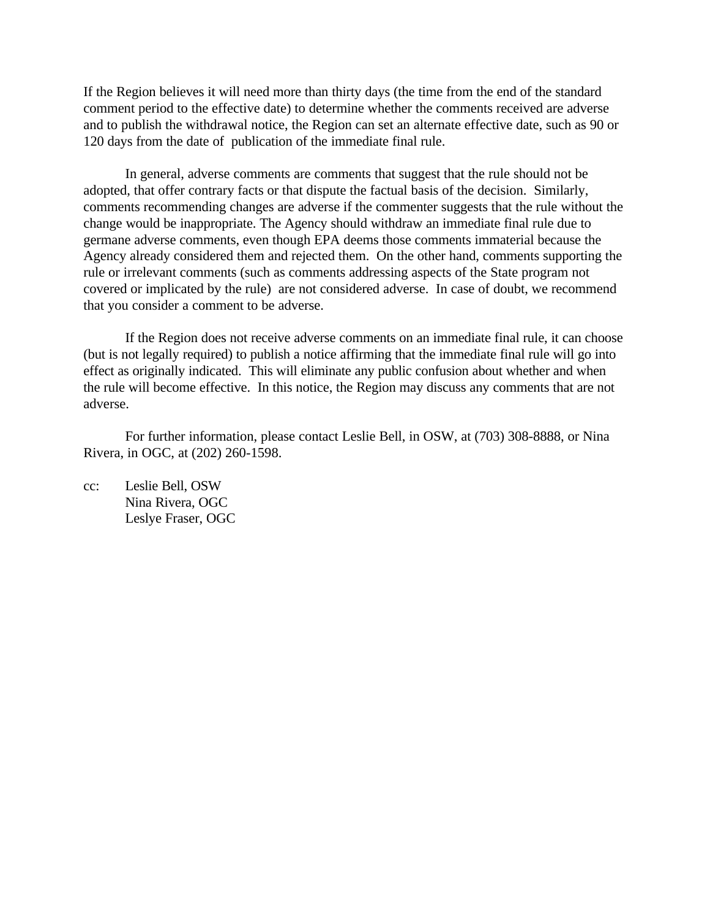If the Region believes it will need more than thirty days (the time from the end of the standard comment period to the effective date) to determine whether the comments received are adverse and to publish the withdrawal notice, the Region can set an alternate effective date, such as 90 or 120 days from the date of publication of the immediate final rule.

In general, adverse comments are comments that suggest that the rule should not be adopted, that offer contrary facts or that dispute the factual basis of the decision. Similarly, comments recommending changes are adverse if the commenter suggests that the rule without the change would be inappropriate. The Agency should withdraw an immediate final rule due to germane adverse comments, even though EPA deems those comments immaterial because the Agency already considered them and rejected them. On the other hand, comments supporting the rule or irrelevant comments (such as comments addressing aspects of the State program not covered or implicated by the rule) are not considered adverse. In case of doubt, we recommend that you consider a comment to be adverse.

If the Region does not receive adverse comments on an immediate final rule, it can choose (but is not legally required) to publish a notice affirming that the immediate final rule will go into effect as originally indicated. This will eliminate any public confusion about whether and when the rule will become effective. In this notice, the Region may discuss any comments that are not adverse.

For further information, please contact Leslie Bell, in OSW, at (703) 308-8888, or Nina Rivera, in OGC, at (202) 260-1598.

cc: Leslie Bell, OSW
Nina Rivera, OGC
Leslye Fraser, OGC